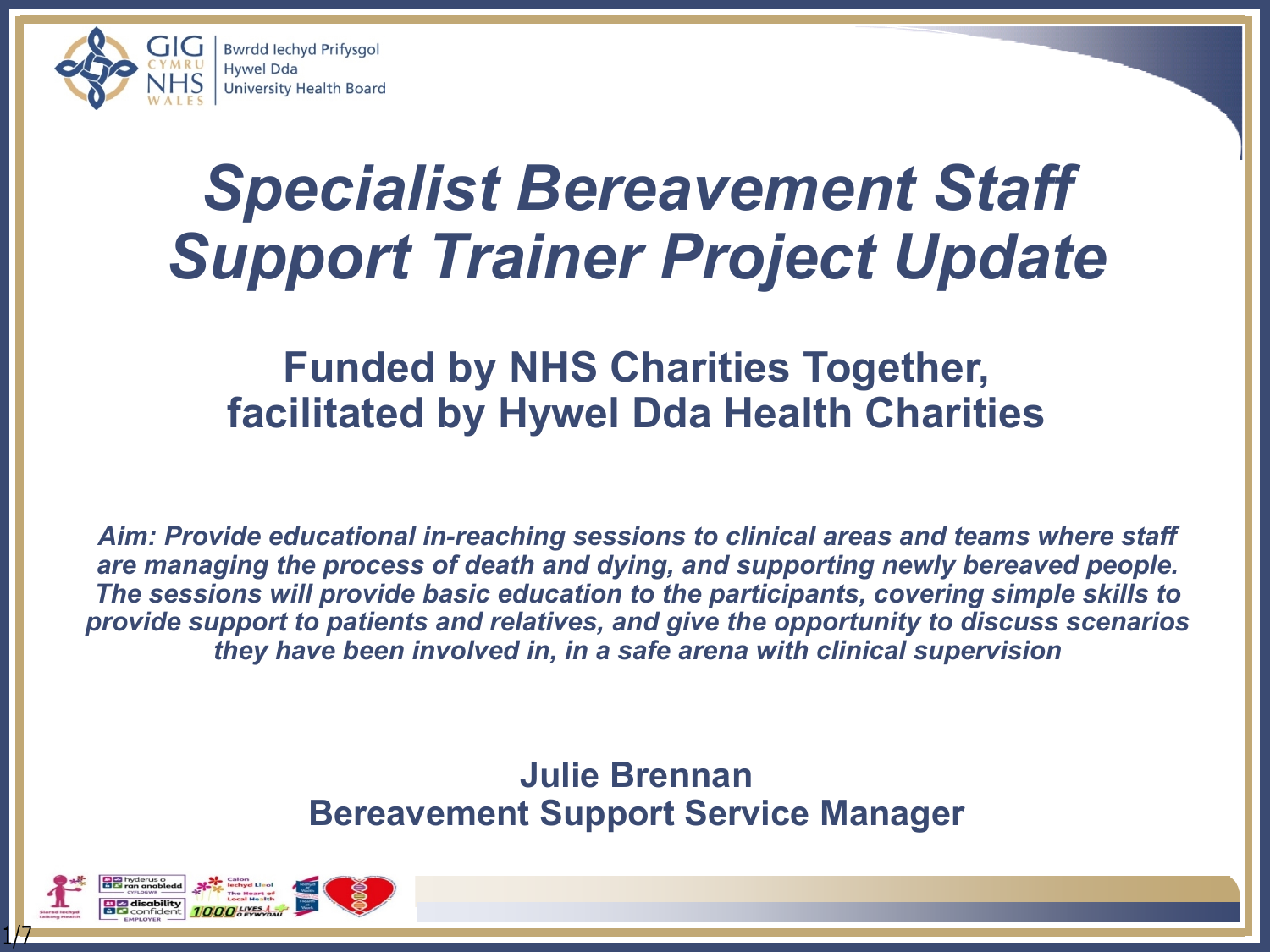GIG CYMRU NHS WALES | Bwrdd Iechyd Prifysgol Hywel Dda University Health Board

# *Specialist Bereavement Staff Support Trainer Project Update*

## Funded by NHS Charities Together, facilitated by Hywel Dda Health Charities

***Aim: Provide educational in-reaching sessions to clinical areas and teams where staff are managing the process of death and dying, and supporting newly bereaved people. The sessions will provide basic education to the participants, covering simple skills to provide support to patients and relatives, and give the opportunity to discuss scenarios they have been involved in, in a safe arena with clinical supervision***

**Julie Brennan**
**Bereavement Support Service Manager**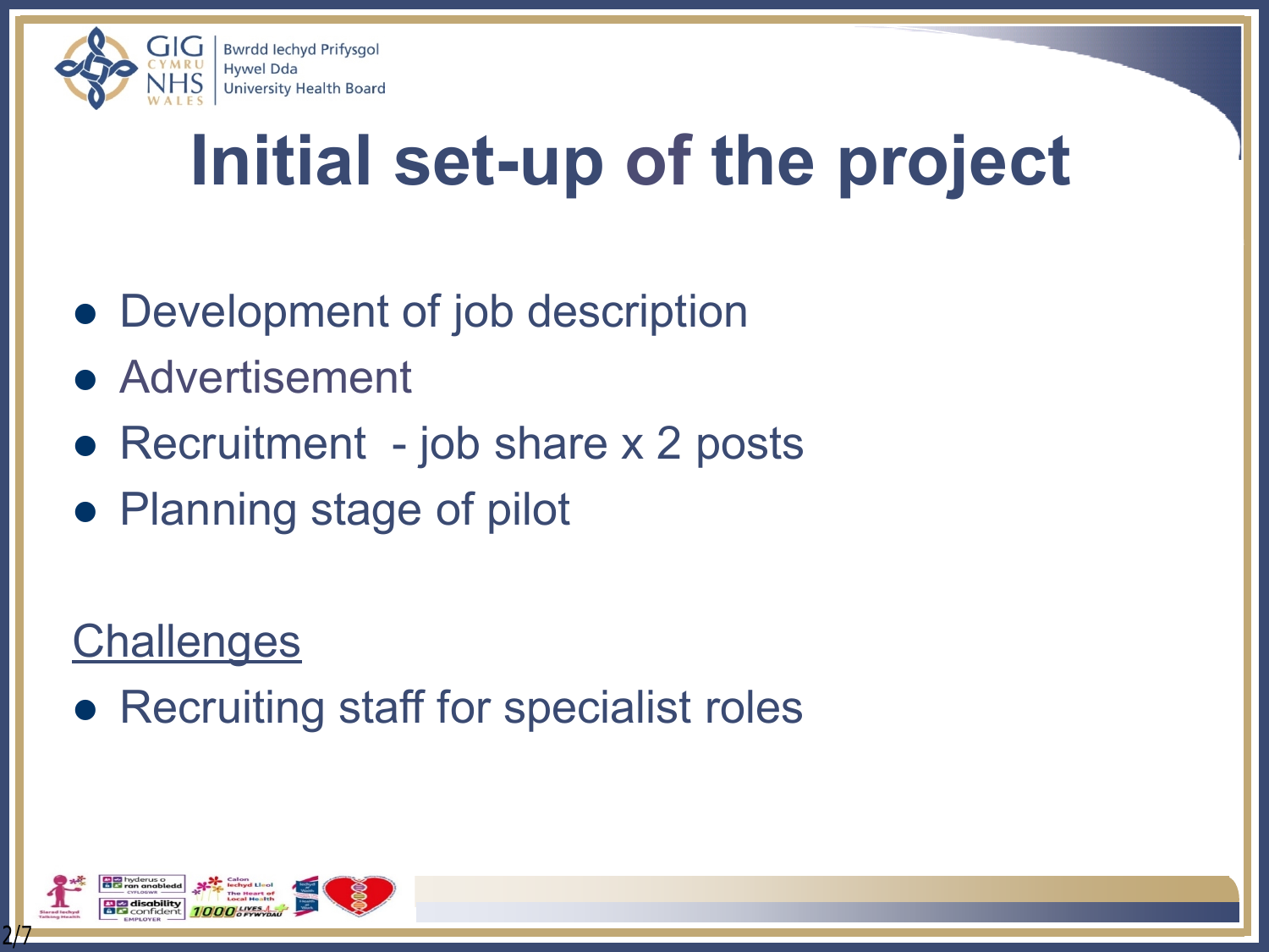# Initial set-up of the project

- Development of job description
- Advertisement
- Recruitment - job share x 2 posts
- Planning stage of pilot

<u>Challenges</u>

- Recruiting staff for specialist roles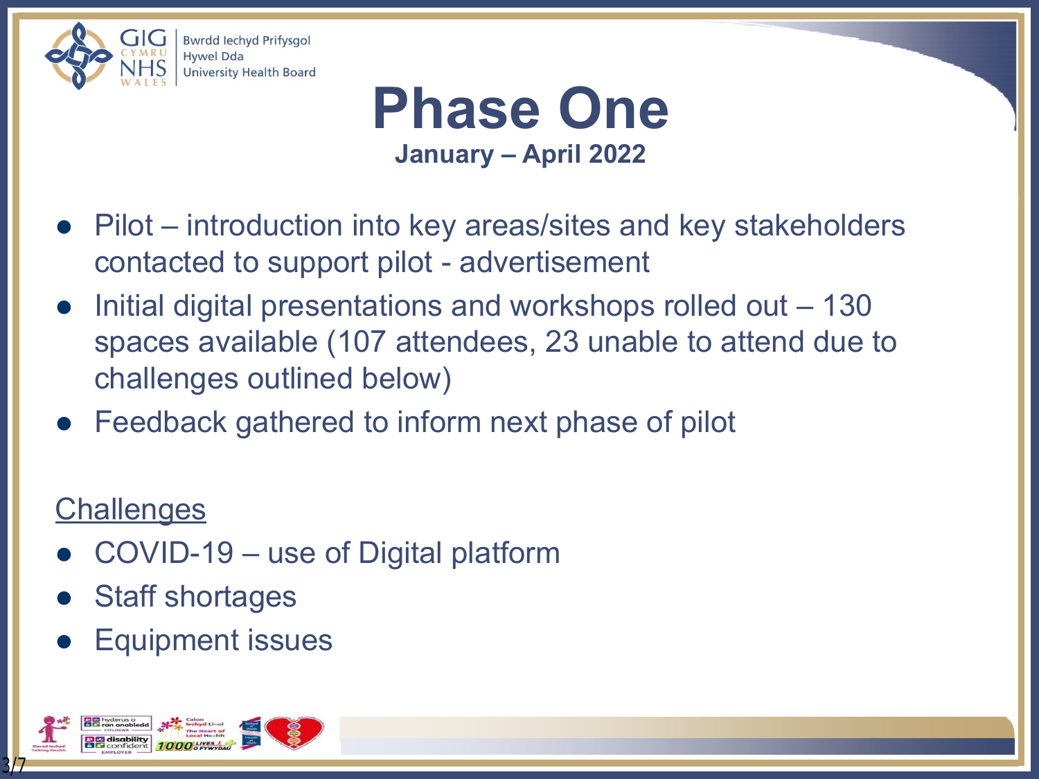# Phase One

**January – April 2022**

- Pilot – introduction into key areas/sites and key stakeholders contacted to support pilot - advertisement
- Initial digital presentations and workshops rolled out – 130 spaces available (107 attendees, 23 unable to attend due to challenges outlined below)
- Feedback gathered to inform next phase of pilot

<u>Challenges</u>

- COVID-19 – use of Digital platform
- Staff shortages
- Equipment issues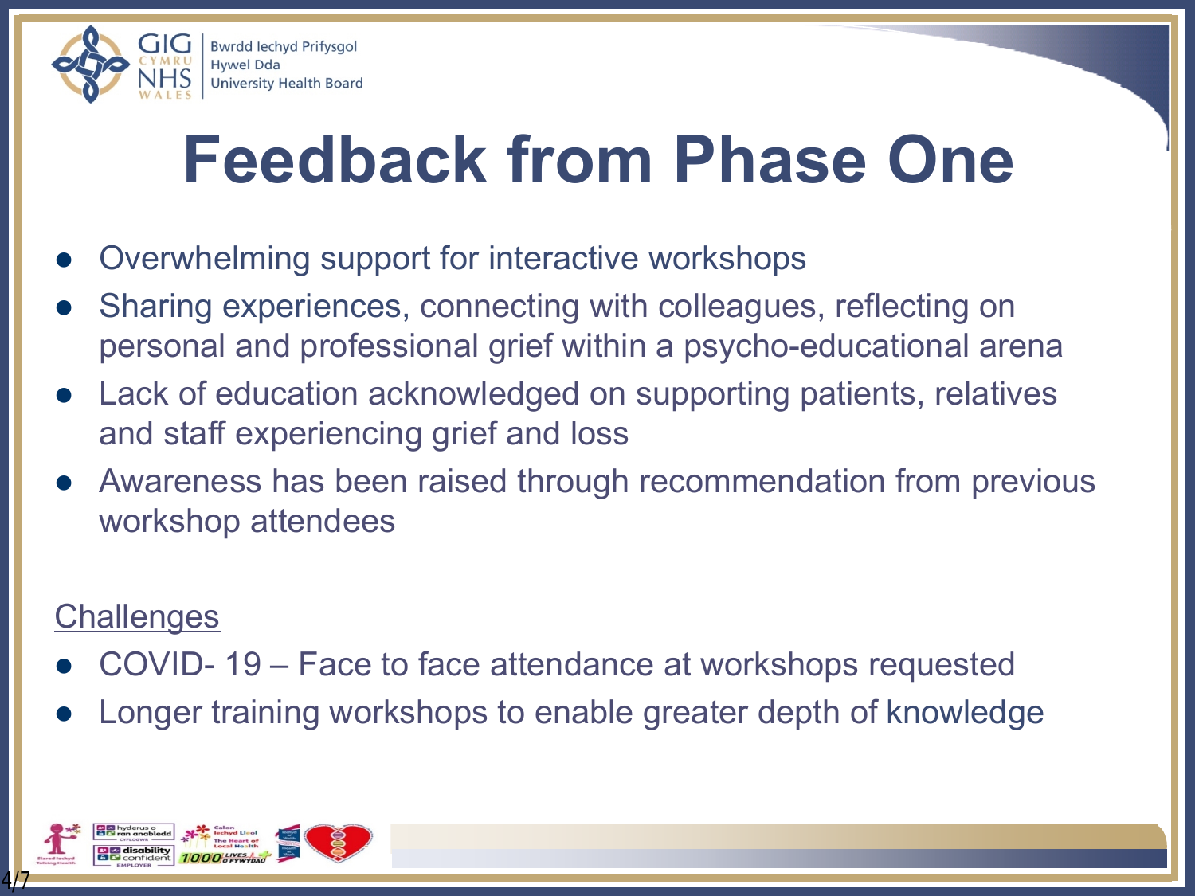# Feedback from Phase One

- Overwhelming support for interactive workshops
- Sharing experiences, connecting with colleagues, reflecting on personal and professional grief within a psycho-educational arena
- Lack of education acknowledged on supporting patients, relatives and staff experiencing grief and loss
- Awareness has been raised through recommendation from previous workshop attendees

<u>Challenges</u>

- COVID- 19 – Face to face attendance at workshops requested
- Longer training workshops to enable greater depth of knowledge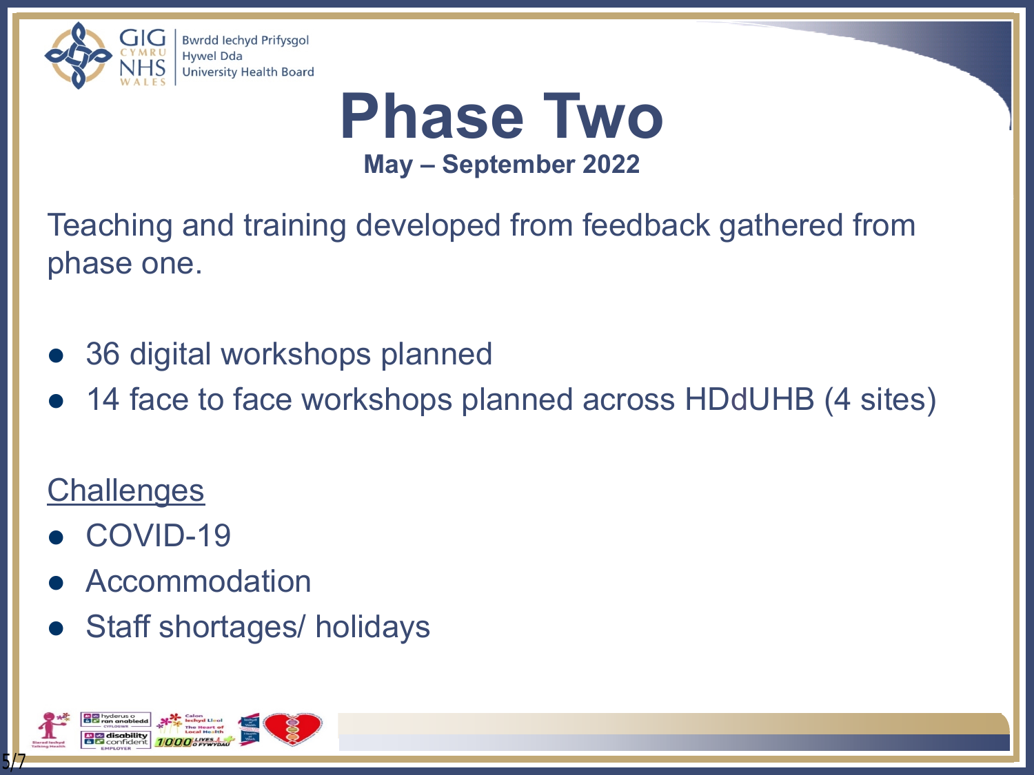# Phase Two

**May – September 2022**

Teaching and training developed from feedback gathered from phase one.

- 36 digital workshops planned
- 14 face to face workshops planned across HDdUHB (4 sites)

<u>Challenges</u>

- COVID-19
- Accommodation
- Staff shortages/ holidays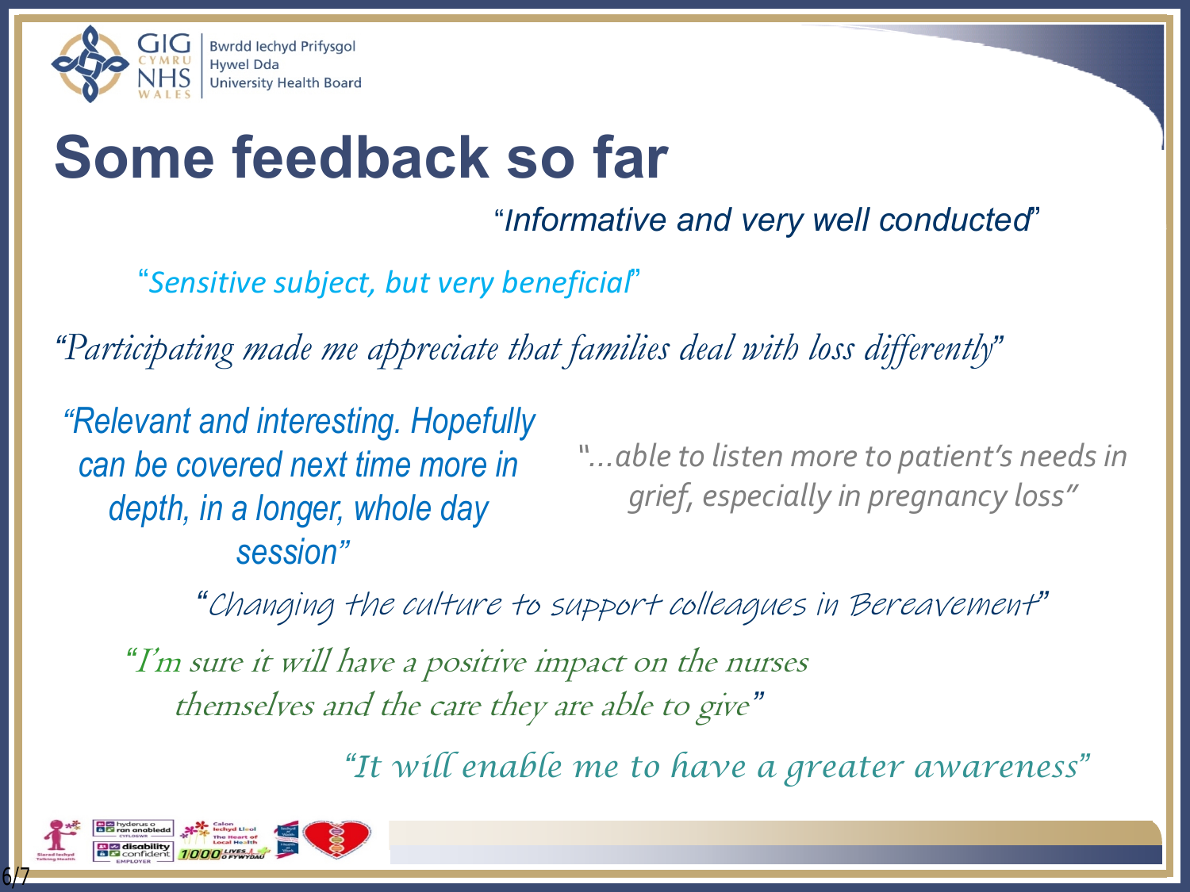# Some feedback so far

*"Informative and very well conducted"*

*"Sensitive subject, but very beneficial"*

*"Participating made me appreciate that families deal with loss differently"*

*"Relevant and interesting. Hopefully can be covered next time more in depth, in a longer, whole day session"*

*"...able to listen more to patient's needs in grief, especially in pregnancy loss"*

*"Changing the culture to support colleagues in Bereavement"*

*"I'm sure it will have a positive impact on the nurses themselves and the care they are able to give"*

*"It will enable me to have a greater awareness"*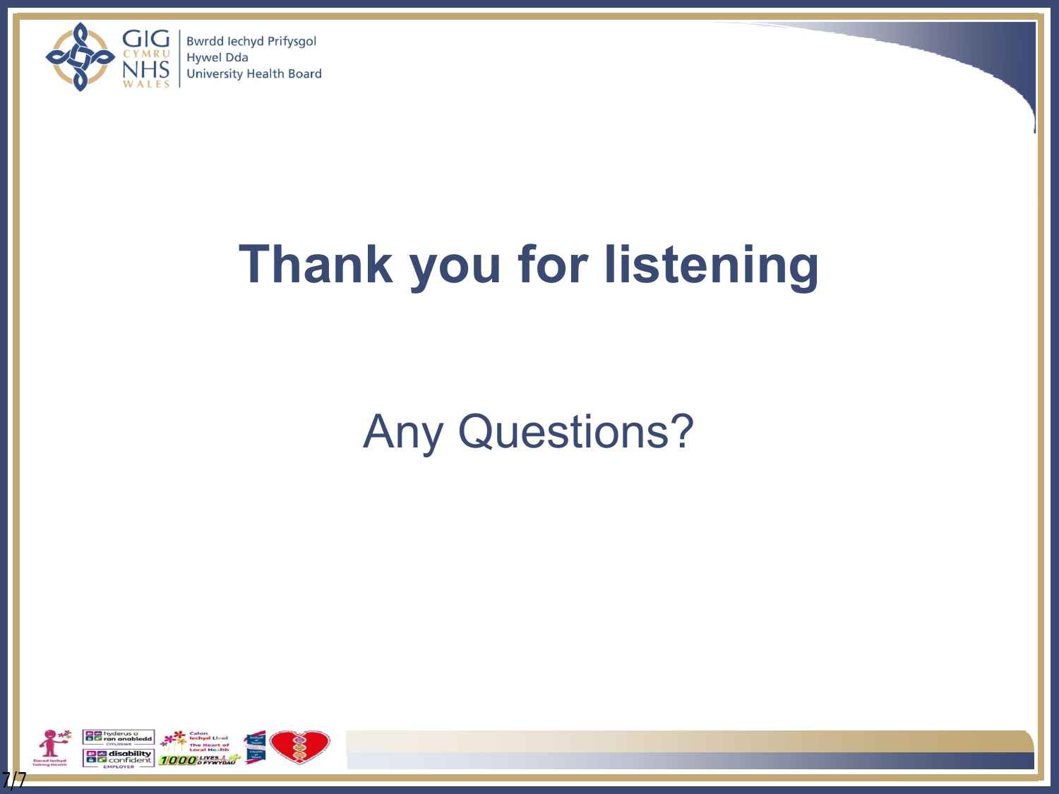# Thank you for listening

Any Questions?